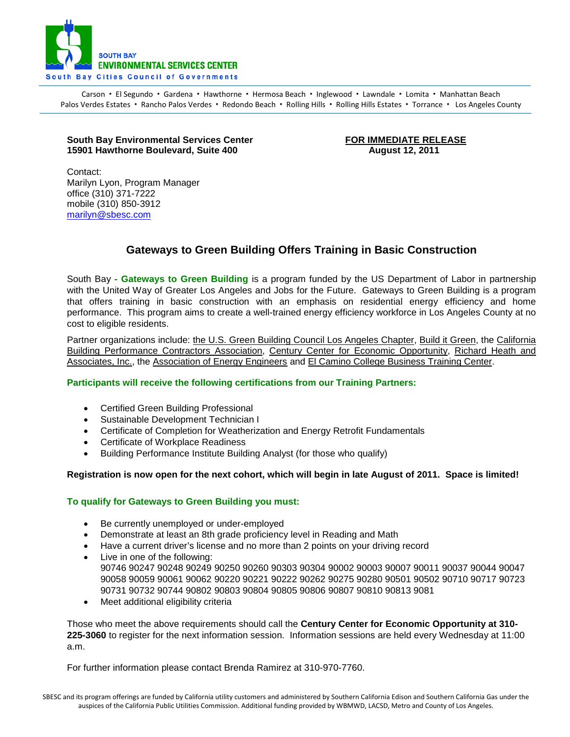SOUTH BAY
**ENVIRONMENTAL SERVICES CENTER**
South Bay Cities Council of Governments

Carson ▪ El Segundo ▪ Gardena ▪ Hawthorne ▪ Hermosa Beach ▪ Inglewood ▪ Lawndale ▪ Lomita ▪ Manhattan Beach
Palos Verdes Estates ▪ Rancho Palos Verdes ▪ Redondo Beach ▪ Rolling Hills ▪ Rolling Hills Estates ▪ Torrance ▪ Los Angeles County

**South Bay Environmental Services Center**
**15901 Hawthorne Boulevard, Suite 400**

**FOR IMMEDIATE RELEASE**
**August 12, 2011**

Contact:
Marilyn Lyon, Program Manager
office (310) 371-7222
mobile (310) 850-3912
marilyn@sbesc.com

## Gateways to Green Building Offers Training in Basic Construction

South Bay - **Gateways to Green Building** is a program funded by the US Department of Labor in partnership with the United Way of Greater Los Angeles and Jobs for the Future. Gateways to Green Building is a program that offers training in basic construction with an emphasis on residential energy efficiency and home performance. This program aims to create a well-trained energy efficiency workforce in Los Angeles County at no cost to eligible residents.

Partner organizations include: the U.S. Green Building Council Los Angeles Chapter, Build it Green, the California Building Performance Contractors Association, Century Center for Economic Opportunity, Richard Heath and Associates, Inc., the Association of Energy Engineers and El Camino College Business Training Center.

**Participants will receive the following certifications from our Training Partners:**

- Certified Green Building Professional
- Sustainable Development Technician I
- Certificate of Completion for Weatherization and Energy Retrofit Fundamentals
- Certificate of Workplace Readiness
- Building Performance Institute Building Analyst (for those who qualify)

**Registration is now open for the next cohort, which will begin in late August of 2011. Space is limited!**

**To qualify for Gateways to Green Building you must:**

- Be currently unemployed or under-employed
- Demonstrate at least an 8th grade proficiency level in Reading and Math
- Have a current driver's license and no more than 2 points on your driving record
- Live in one of the following:
  90746 90247 90248 90249 90250 90260 90303 90304 90002 90003 90007 90011 90037 90044 90047 90058 90059 90061 90062 90220 90221 90222 90262 90275 90280 90501 90502 90710 90717 90723 90731 90732 90744 90802 90803 90804 90805 90806 90807 90810 90813 9081
- Meet additional eligibility criteria

Those who meet the above requirements should call the **Century Center for Economic Opportunity at 310-225-3060** to register for the next information session. Information sessions are held every Wednesday at 11:00 a.m.

For further information please contact Brenda Ramirez at 310-970-7760.

SBESC and its program offerings are funded by California utility customers and administered by Southern California Edison and Southern California Gas under the auspices of the California Public Utilities Commission. Additional funding provided by WBMWD, LACSD, Metro and County of Los Angeles.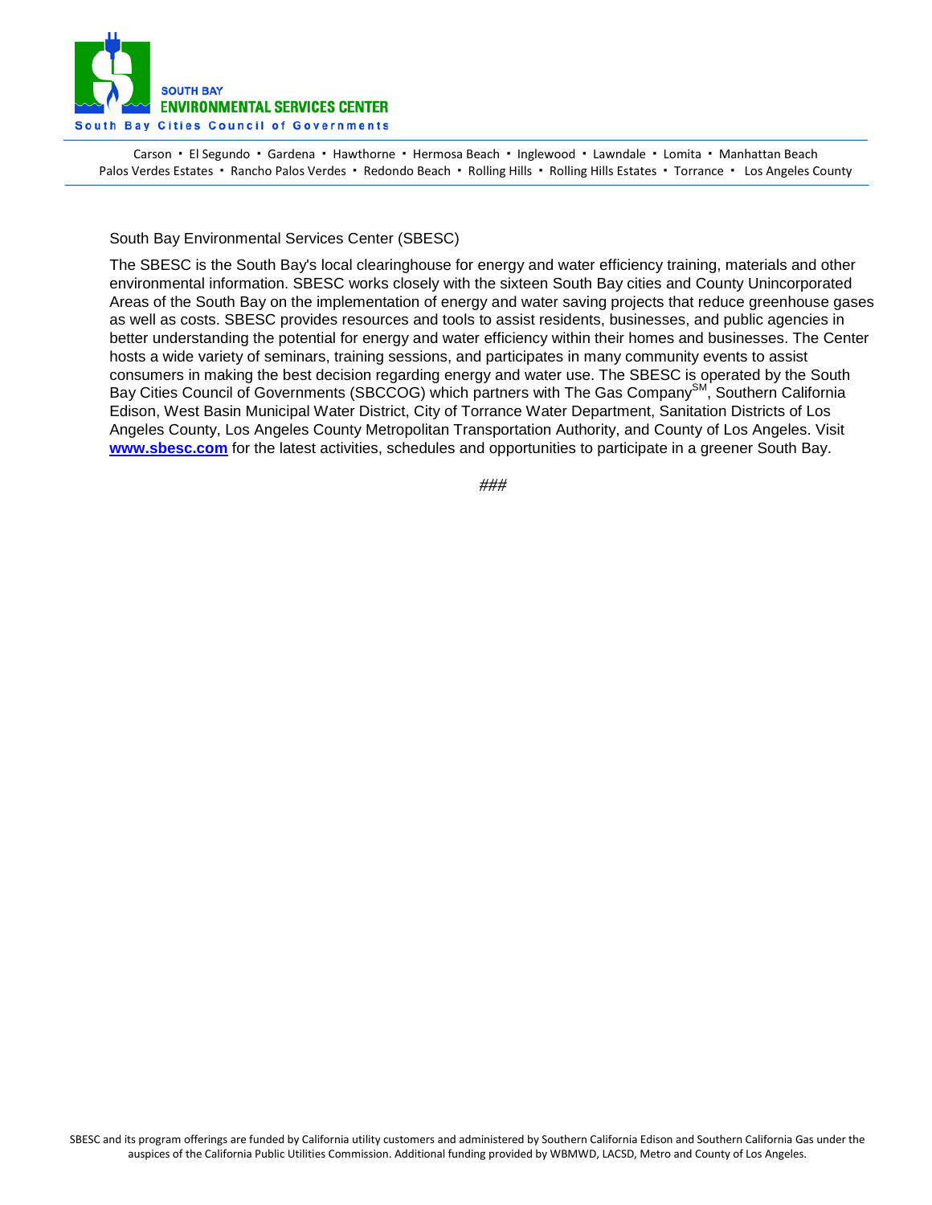SOUTH BAY
**ENVIRONMENTAL SERVICES CENTER**
South Bay Cities Council of Governments

Carson ▪ El Segundo ▪ Gardena ▪ Hawthorne ▪ Hermosa Beach ▪ Inglewood ▪ Lawndale ▪ Lomita ▪ Manhattan Beach
Palos Verdes Estates ▪ Rancho Palos Verdes ▪ Redondo Beach ▪ Rolling Hills ▪ Rolling Hills Estates ▪ Torrance ▪ Los Angeles County

South Bay Environmental Services Center (SBESC)

The SBESC is the South Bay's local clearinghouse for energy and water efficiency training, materials and other environmental information. SBESC works closely with the sixteen South Bay cities and County Unincorporated Areas of the South Bay on the implementation of energy and water saving projects that reduce greenhouse gases as well as costs. SBESC provides resources and tools to assist residents, businesses, and public agencies in better understanding the potential for energy and water efficiency within their homes and businesses. The Center hosts a wide variety of seminars, training sessions, and participates in many community events to assist consumers in making the best decision regarding energy and water use. The SBESC is operated by the South Bay Cities Council of Governments (SBCCOG) which partners with The Gas Company℠, Southern California Edison, West Basin Municipal Water District, City of Torrance Water Department, Sanitation Districts of Los Angeles County, Los Angeles County Metropolitan Transportation Authority, and County of Los Angeles. Visit **www.sbesc.com** for the latest activities, schedules and opportunities to participate in a greener South Bay.

*###*

SBESC and its program offerings are funded by California utility customers and administered by Southern California Edison and Southern California Gas under the auspices of the California Public Utilities Commission. Additional funding provided by WBMWD, LACSD, Metro and County of Los Angeles.